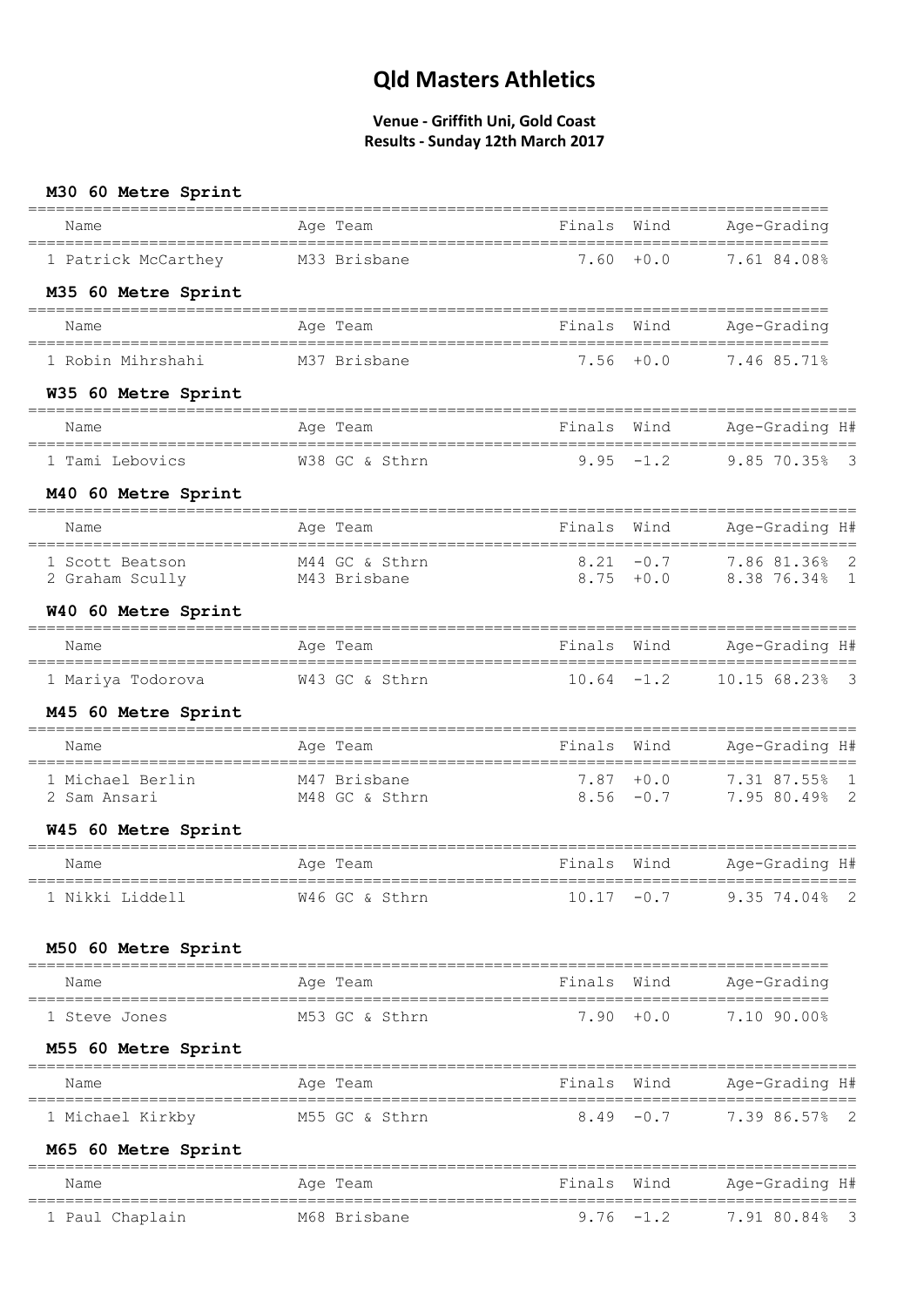# Qld Masters Athletics

**Venue - Griffith Uni, Gold Coast**
**Results - Sunday 12th March 2017**

### M30 60 Metre Sprint

| Name | Age | Team | Finals | Wind | Age-Grading |
|---|---|---|---|---|---|
| 1 Patrick McCarthey | M33 | Brisbane | 7.60 | +0.0 | 7.61 84.08% |

### M35 60 Metre Sprint

| Name | Age | Team | Finals | Wind | Age-Grading |
|---|---|---|---|---|---|
| 1 Robin Mihrshahi | M37 | Brisbane | 7.56 | +0.0 | 7.46 85.71% |

### W35 60 Metre Sprint

| Name | Age | Team | Finals | Wind | Age-Grading | H# |
|---|---|---|---|---|---|---|
| 1 Tami Lebovics | W38 | GC & Sthrn | 9.95 | -1.2 | 9.85 70.35% | 3 |

### M40 60 Metre Sprint

| Name | Age | Team | Finals | Wind | Age-Grading | H# |
|---|---|---|---|---|---|---|
| 1 Scott Beatson | M44 | GC & Sthrn | 8.21 | -0.7 | 7.86 81.36% | 2 |
| 2 Graham Scully | M43 | Brisbane | 8.75 | +0.0 | 8.38 76.34% | 1 |

### W40 60 Metre Sprint

| Name | Age | Team | Finals | Wind | Age-Grading | H# |
|---|---|---|---|---|---|---|
| 1 Mariya Todorova | W43 | GC & Sthrn | 10.64 | -1.2 | 10.15 68.23% | 3 |

### M45 60 Metre Sprint

| Name | Age | Team | Finals | Wind | Age-Grading | H# |
|---|---|---|---|---|---|---|
| 1 Michael Berlin | M47 | Brisbane | 7.87 | +0.0 | 7.31 87.55% | 1 |
| 2 Sam Ansari | M48 | GC & Sthrn | 8.56 | -0.7 | 7.95 80.49% | 2 |

### W45 60 Metre Sprint

| Name | Age | Team | Finals | Wind | Age-Grading | H# |
|---|---|---|---|---|---|---|
| 1 Nikki Liddell | W46 | GC & Sthrn | 10.17 | -0.7 | 9.35 74.04% | 2 |

### M50 60 Metre Sprint

| Name | Age | Team | Finals | Wind | Age-Grading |
|---|---|---|---|---|---|
| 1 Steve Jones | M53 | GC & Sthrn | 7.90 | +0.0 | 7.10 90.00% |

### M55 60 Metre Sprint

| Name | Age | Team | Finals | Wind | Age-Grading | H# |
|---|---|---|---|---|---|---|
| 1 Michael Kirkby | M55 | GC & Sthrn | 8.49 | -0.7 | 7.39 86.57% | 2 |

### M65 60 Metre Sprint

| Name | Age | Team | Finals | Wind | Age-Grading | H# |
|---|---|---|---|---|---|---|
| 1 Paul Chaplain | M68 | Brisbane | 9.76 | -1.2 | 7.91 80.84% | 3 |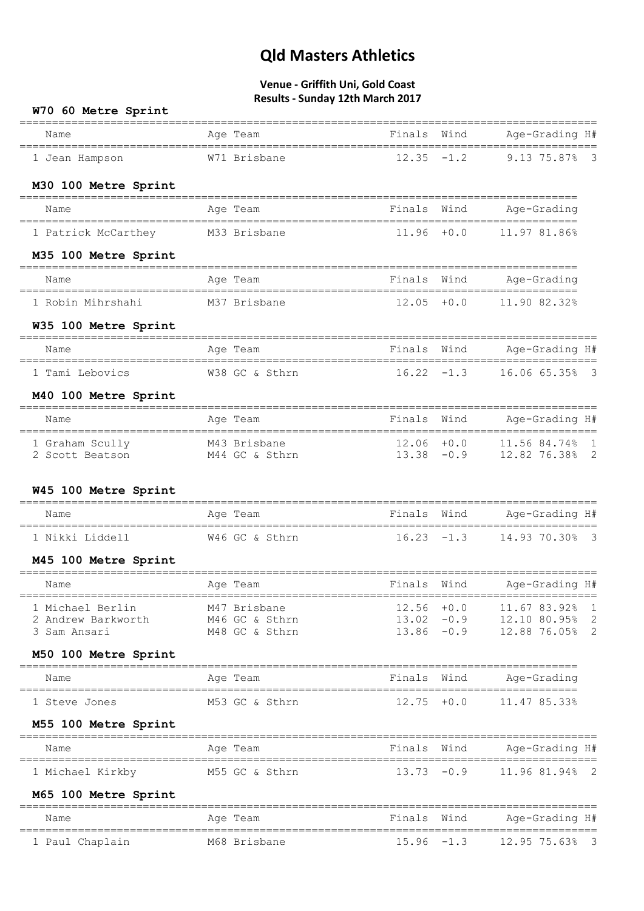# Qld Masters Athletics

**Venue - Griffith Uni, Gold Coast**
**Results - Sunday 12th March 2017**

### W70 60 Metre Sprint

| Name | Age | Team | Finals | Wind | Age-Grading | | H# |
|---|---|---|---|---|---|---|---|
| 1 Jean Hampson | W71 | Brisbane | 12.35 | -1.2 | 9.13 | 75.87% | 3 |

### M30 100 Metre Sprint

| Name | Age | Team | Finals | Wind | Age-Grading | |
|---|---|---|---|---|---|---|
| 1 Patrick McCarthey | M33 | Brisbane | 11.96 | +0.0 | 11.97 | 81.86% |

### M35 100 Metre Sprint

| Name | Age | Team | Finals | Wind | Age-Grading | |
|---|---|---|---|---|---|---|
| 1 Robin Mihrshahi | M37 | Brisbane | 12.05 | +0.0 | 11.90 | 82.32% |

### W35 100 Metre Sprint

| Name | Age | Team | Finals | Wind | Age-Grading | | H# |
|---|---|---|---|---|---|---|---|
| 1 Tami Lebovics | W38 | GC & Sthrn | 16.22 | -1.3 | 16.06 | 65.35% | 3 |

### M40 100 Metre Sprint

| Name | Age | Team | Finals | Wind | Age-Grading | | H# |
|---|---|---|---|---|---|---|---|
| 1 Graham Scully | M43 | Brisbane | 12.06 | +0.0 | 11.56 | 84.74% | 1 |
| 2 Scott Beatson | M44 | GC & Sthrn | 13.38 | -0.9 | 12.82 | 76.38% | 2 |

### W45 100 Metre Sprint

| Name | Age | Team | Finals | Wind | Age-Grading | | H# |
|---|---|---|---|---|---|---|---|
| 1 Nikki Liddell | W46 | GC & Sthrn | 16.23 | -1.3 | 14.93 | 70.30% | 3 |

### M45 100 Metre Sprint

| Name | Age | Team | Finals | Wind | Age-Grading | | H# |
|---|---|---|---|---|---|---|---|
| 1 Michael Berlin | M47 | Brisbane | 12.56 | +0.0 | 11.67 | 83.92% | 1 |
| 2 Andrew Barkworth | M46 | GC & Sthrn | 13.02 | -0.9 | 12.10 | 80.95% | 2 |
| 3 Sam Ansari | M48 | GC & Sthrn | 13.86 | -0.9 | 12.88 | 76.05% | 2 |

### M50 100 Metre Sprint

| Name | Age | Team | Finals | Wind | Age-Grading | |
|---|---|---|---|---|---|---|
| 1 Steve Jones | M53 | GC & Sthrn | 12.75 | +0.0 | 11.47 | 85.33% |

### M55 100 Metre Sprint

| Name | Age | Team | Finals | Wind | Age-Grading | | H# |
|---|---|---|---|---|---|---|---|
| 1 Michael Kirkby | M55 | GC & Sthrn | 13.73 | -0.9 | 11.96 | 81.94% | 2 |

### M65 100 Metre Sprint

| Name | Age | Team | Finals | Wind | Age-Grading | | H# |
|---|---|---|---|---|---|---|---|
| 1 Paul Chaplain | M68 | Brisbane | 15.96 | -1.3 | 12.95 | 75.63% | 3 |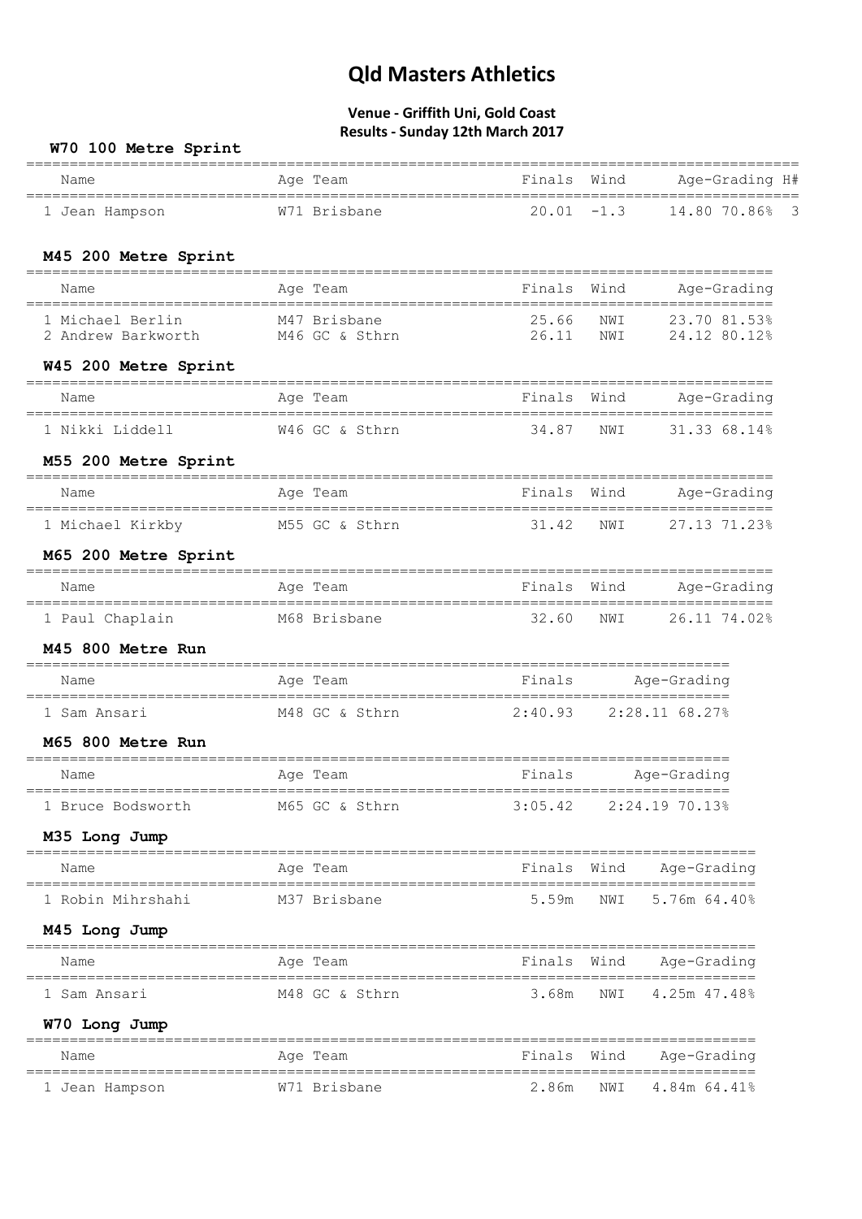# Qld Masters Athletics

**Venue - Griffith Uni, Gold Coast**
**Results - Sunday 12th March 2017**

### W70 100 Metre Sprint

| Name | Age | Team | Finals | Wind | Age-Grading | | H# |
|---|---|---|---|---|---|---|---|
| 1 Jean Hampson | W71 | Brisbane | 20.01 | -1.3 | 14.80 | 70.86% | 3 |

### M45 200 Metre Sprint

| Name | Age | Team | Finals | Wind | Age-Grading | |
|---|---|---|---|---|---|---|
| 1 Michael Berlin | M47 | Brisbane | 25.66 | NWI | 23.70 | 81.53% |
| 2 Andrew Barkworth | M46 | GC & Sthrn | 26.11 | NWI | 24.12 | 80.12% |

### W45 200 Metre Sprint

| Name | Age | Team | Finals | Wind | Age-Grading | |
|---|---|---|---|---|---|---|
| 1 Nikki Liddell | W46 | GC & Sthrn | 34.87 | NWI | 31.33 | 68.14% |

### M55 200 Metre Sprint

| Name | Age | Team | Finals | Wind | Age-Grading | |
|---|---|---|---|---|---|---|
| 1 Michael Kirkby | M55 | GC & Sthrn | 31.42 | NWI | 27.13 | 71.23% |

### M65 200 Metre Sprint

| Name | Age | Team | Finals | Wind | Age-Grading | |
|---|---|---|---|---|---|---|
| 1 Paul Chaplain | M68 | Brisbane | 32.60 | NWI | 26.11 | 74.02% |

### M45 800 Metre Run

| Name | Age | Team | Finals | Age-Grading | |
|---|---|---|---|---|---|
| 1 Sam Ansari | M48 | GC & Sthrn | 2:40.93 | 2:28.11 | 68.27% |

### M65 800 Metre Run

| Name | Age | Team | Finals | Age-Grading | |
|---|---|---|---|---|---|
| 1 Bruce Bodsworth | M65 | GC & Sthrn | 3:05.42 | 2:24.19 | 70.13% |

### M35 Long Jump

| Name | Age | Team | Finals | Wind | Age-Grading | |
|---|---|---|---|---|---|---|
| 1 Robin Mirhshahi | M37 | Brisbane | 5.59m | NWI | 5.76m | 64.40% |

### M45 Long Jump

| Name | Age | Team | Finals | Wind | Age-Grading | |
|---|---|---|---|---|---|---|
| 1 Sam Ansari | M48 | GC & Sthrn | 3.68m | NWI | 4.25m | 47.48% |

### W70 Long Jump

| Name | Age | Team | Finals | Wind | Age-Grading | |
|---|---|---|---|---|---|---|
| 1 Jean Hampson | W71 | Brisbane | 2.86m | NWI | 4.84m | 64.41% |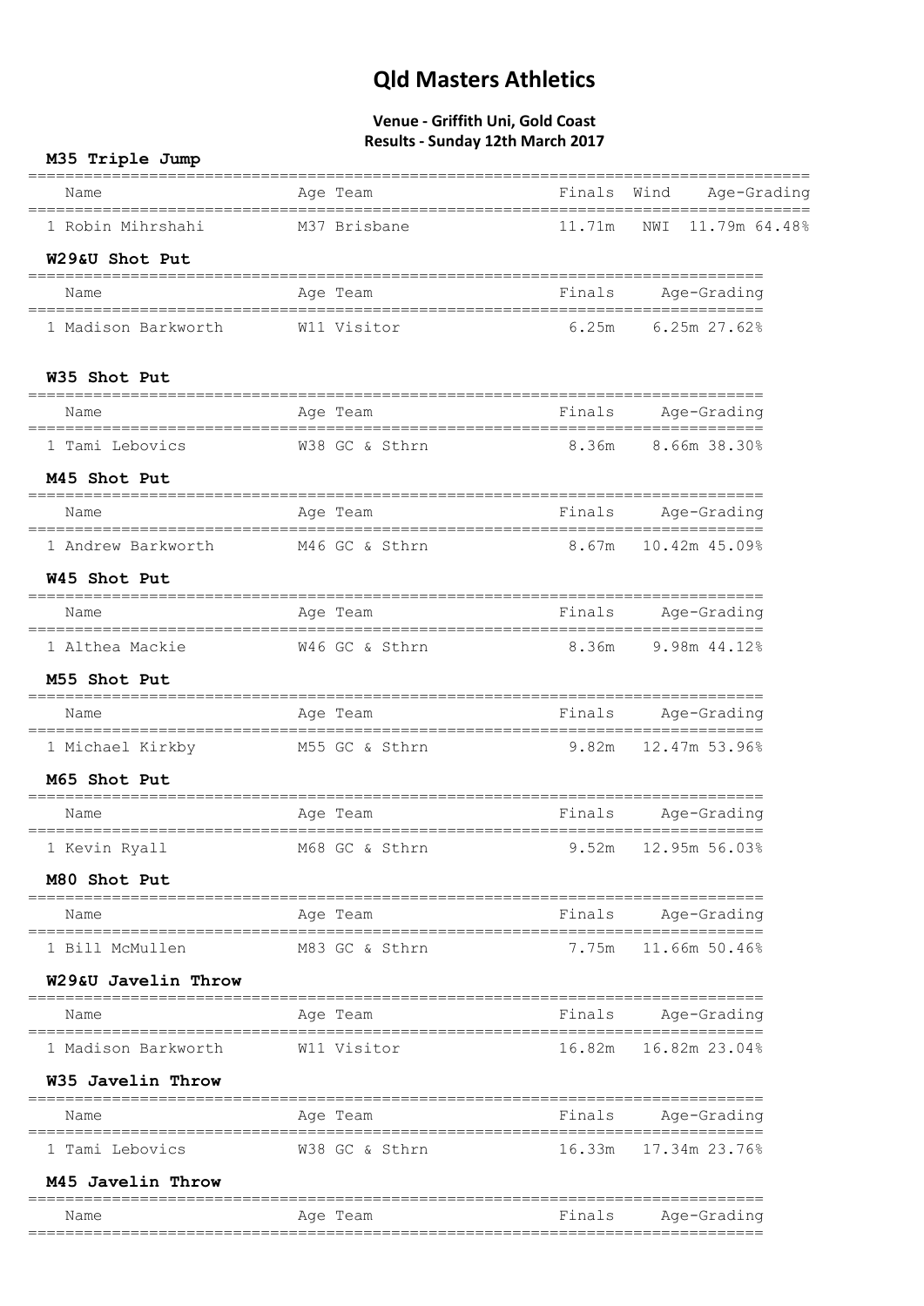# Qld Masters Athletics

**Venue - Griffith Uni, Gold Coast**
**Results - Sunday 12th March 2017**

### M35 Triple Jump

| Name | Age | Team | Finals | Wind | Age-Grading |
|---|---|---|---|---|---|
| 1 Robin Mihrshahi | M37 | Brisbane | 11.71m | NWI | 11.79m 64.48% |

### W29&U Shot Put

| Name | Age | Team | Finals | Age-Grading |
|---|---|---|---|---|
| 1 Madison Barkworth | W11 | Visitor | 6.25m | 6.25m 27.62% |

### W35 Shot Put

| Name | Age | Team | Finals | Age-Grading |
|---|---|---|---|---|
| 1 Tami Lebovics | W38 | GC & Sthrn | 8.36m | 8.66m 38.30% |

### M45 Shot Put

| Name | Age | Team | Finals | Age-Grading |
|---|---|---|---|---|
| 1 Andrew Barkworth | M46 | GC & Sthrn | 8.67m | 10.42m 45.09% |

### W45 Shot Put

| Name | Age | Team | Finals | Age-Grading |
|---|---|---|---|---|
| 1 Althea Mackie | W46 | GC & Sthrn | 8.36m | 9.98m 44.12% |

### M55 Shot Put

| Name | Age | Team | Finals | Age-Grading |
|---|---|---|---|---|
| 1 Michael Kirkby | M55 | GC & Sthrn | 9.82m | 12.47m 53.96% |

### M65 Shot Put

| Name | Age | Team | Finals | Age-Grading |
|---|---|---|---|---|
| 1 Kevin Ryall | M68 | GC & Sthrn | 9.52m | 12.95m 56.03% |

### M80 Shot Put

| Name | Age | Team | Finals | Age-Grading |
|---|---|---|---|---|
| 1 Bill McMullen | M83 | GC & Sthrn | 7.75m | 11.66m 50.46% |

### W29&U Javelin Throw

| Name | Age | Team | Finals | Age-Grading |
|---|---|---|---|---|
| 1 Madison Barkworth | W11 | Visitor | 16.82m | 16.82m 23.04% |

### W35 Javelin Throw

| Name | Age | Team | Finals | Age-Grading |
|---|---|---|---|---|
| 1 Tami Lebovics | W38 | GC & Sthrn | 16.33m | 17.34m 23.76% |

### M45 Javelin Throw

| Name | Age | Team | Finals | Age-Grading |
|---|---|---|---|---|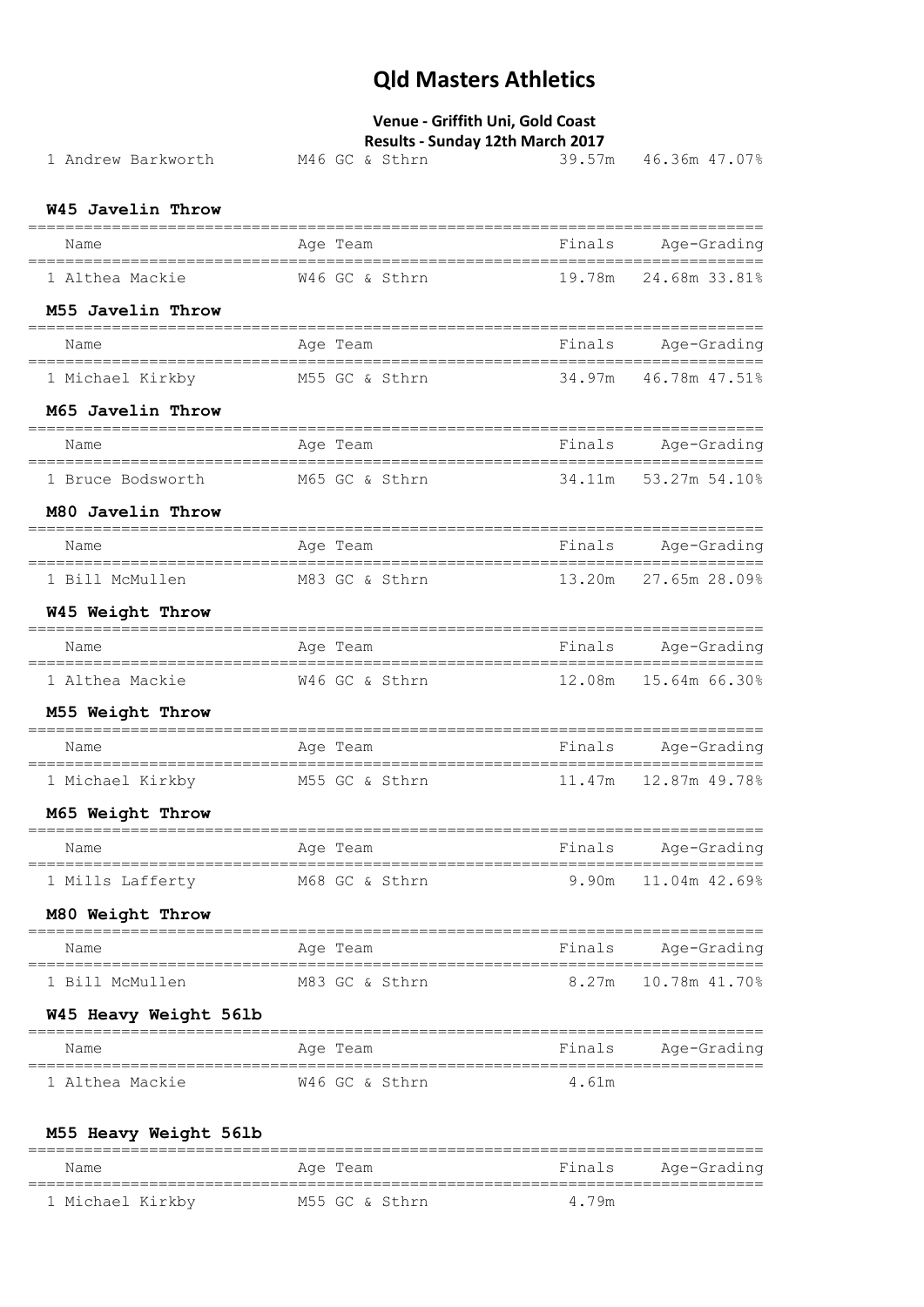# Qld Masters Athletics

**Venue - Griffith Uni, Gold Coast**

**Results - Sunday 12th March 2017**

| | | | | |
|---|---|---|---|---|
| 1 Andrew Barkworth | M46 GC & Sthrn | 39.57m | 46.36m | 47.07% |

### W45 Javelin Throw

| Name | Age Team | Finals | Age-Grading | |
|---|---|---|---|---|
| 1 Althea Mackie | W46 GC & Sthrn | 19.78m | 24.68m | 33.81% |

### M55 Javelin Throw

| Name | Age Team | Finals | Age-Grading | |
|---|---|---|---|---|
| 1 Michael Kirkby | M55 GC & Sthrn | 34.97m | 46.78m | 47.51% |

### M65 Javelin Throw

| Name | Age Team | Finals | Age-Grading | |
|---|---|---|---|---|
| 1 Bruce Bodsworth | M65 GC & Sthrn | 34.11m | 53.27m | 54.10% |

### M80 Javelin Throw

| Name | Age Team | Finals | Age-Grading | |
|---|---|---|---|---|
| 1 Bill McMullen | M83 GC & Sthrn | 13.20m | 27.65m | 28.09% |

### W45 Weight Throw

| Name | Age Team | Finals | Age-Grading | |
|---|---|---|---|---|
| 1 Althea Mackie | W46 GC & Sthrn | 12.08m | 15.64m | 66.30% |

### M55 Weight Throw

| Name | Age Team | Finals | Age-Grading | |
|---|---|---|---|---|
| 1 Michael Kirkby | M55 GC & Sthrn | 11.47m | 12.87m | 49.78% |

### M65 Weight Throw

| Name | Age Team | Finals | Age-Grading | |
|---|---|---|---|---|
| 1 Mills Lafferty | M68 GC & Sthrn | 9.90m | 11.04m | 42.69% |

### M80 Weight Throw

| Name | Age Team | Finals | Age-Grading | |
|---|---|---|---|---|
| 1 Bill McMullen | M83 GC & Sthrn | 8.27m | 10.78m | 41.70% |

### W45 Heavy Weight 56lb

| Name | Age Team | Finals | Age-Grading |
|---|---|---|---|
| 1 Althea Mackie | W46 GC & Sthrn | 4.61m | |

### M55 Heavy Weight 56lb

| Name | Age Team | Finals | Age-Grading |
|---|---|---|---|
| 1 Michael Kirkby | M55 GC & Sthrn | 4.79m | |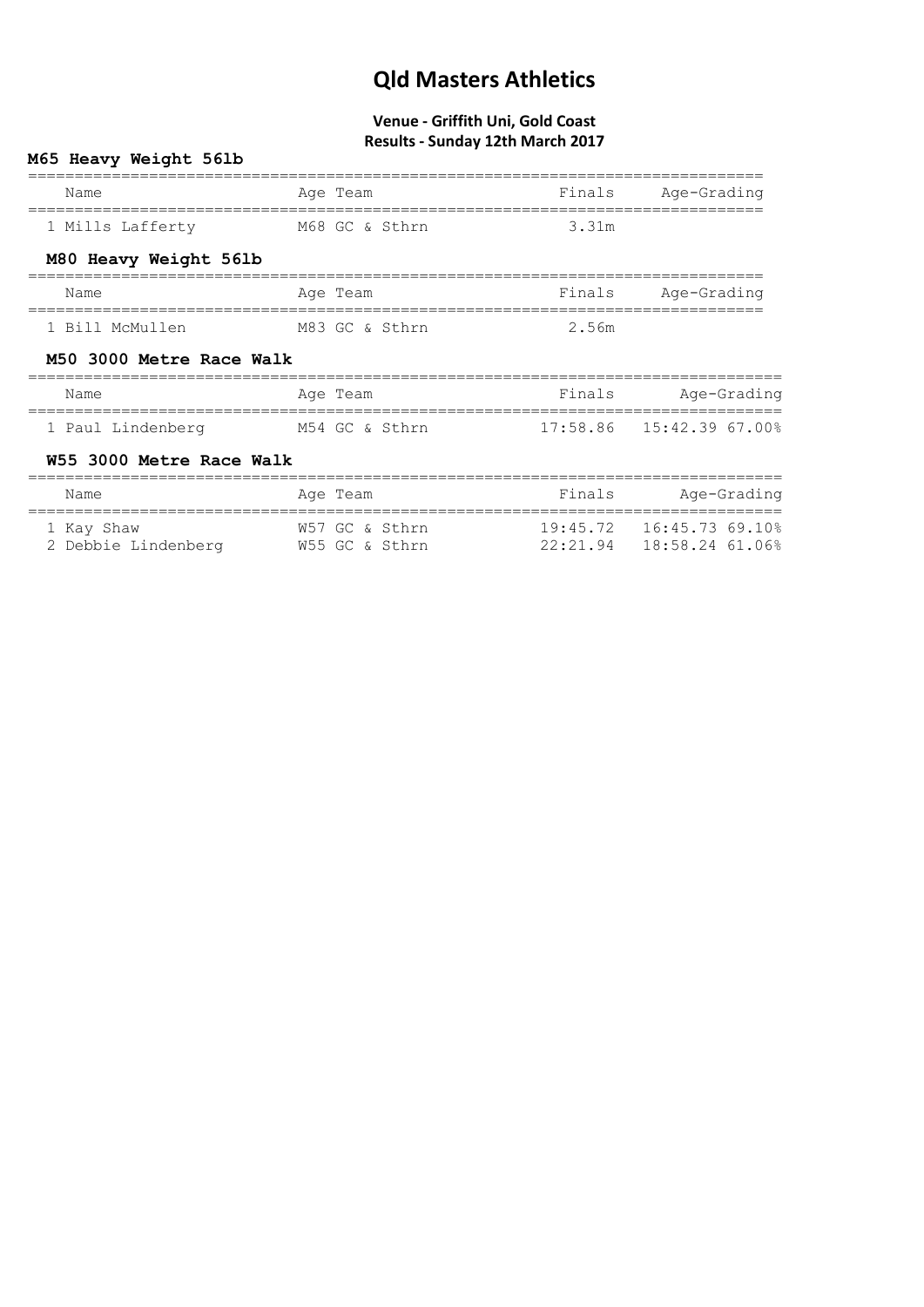# Qld Masters Athletics

**Venue - Griffith Uni, Gold Coast**
**Results - Sunday 12th March 2017**

### M65 Heavy Weight 56lb

| Name | Age | Team | Finals | Age-Grading |
|---|---|---|---|---|
| 1 Mills Lafferty | M68 | GC & Sthrn | 3.31m | |

### M80 Heavy Weight 56lb

| Name | Age | Team | Finals | Age-Grading |
|---|---|---|---|---|
| 1 Bill McMullen | M83 | GC & Sthrn | 2.56m | |

### M50 3000 Metre Race Walk

| Name | Age | Team | Finals | Age-Grading |
|---|---|---|---|---|
| 1 Paul Lindenberg | M54 | GC & Sthrn | 17:58.86 | 15:42.39 67.00% |

### W55 3000 Metre Race Walk

| Name | Age | Team | Finals | Age-Grading |
|---|---|---|---|---|
| 1 Kay Shaw | W57 | GC & Sthrn | 19:45.72 | 16:45.73 69.10% |
| 2 Debbie Lindenberg | W55 | GC & Sthrn | 22:21.94 | 18:58.24 61.06% |